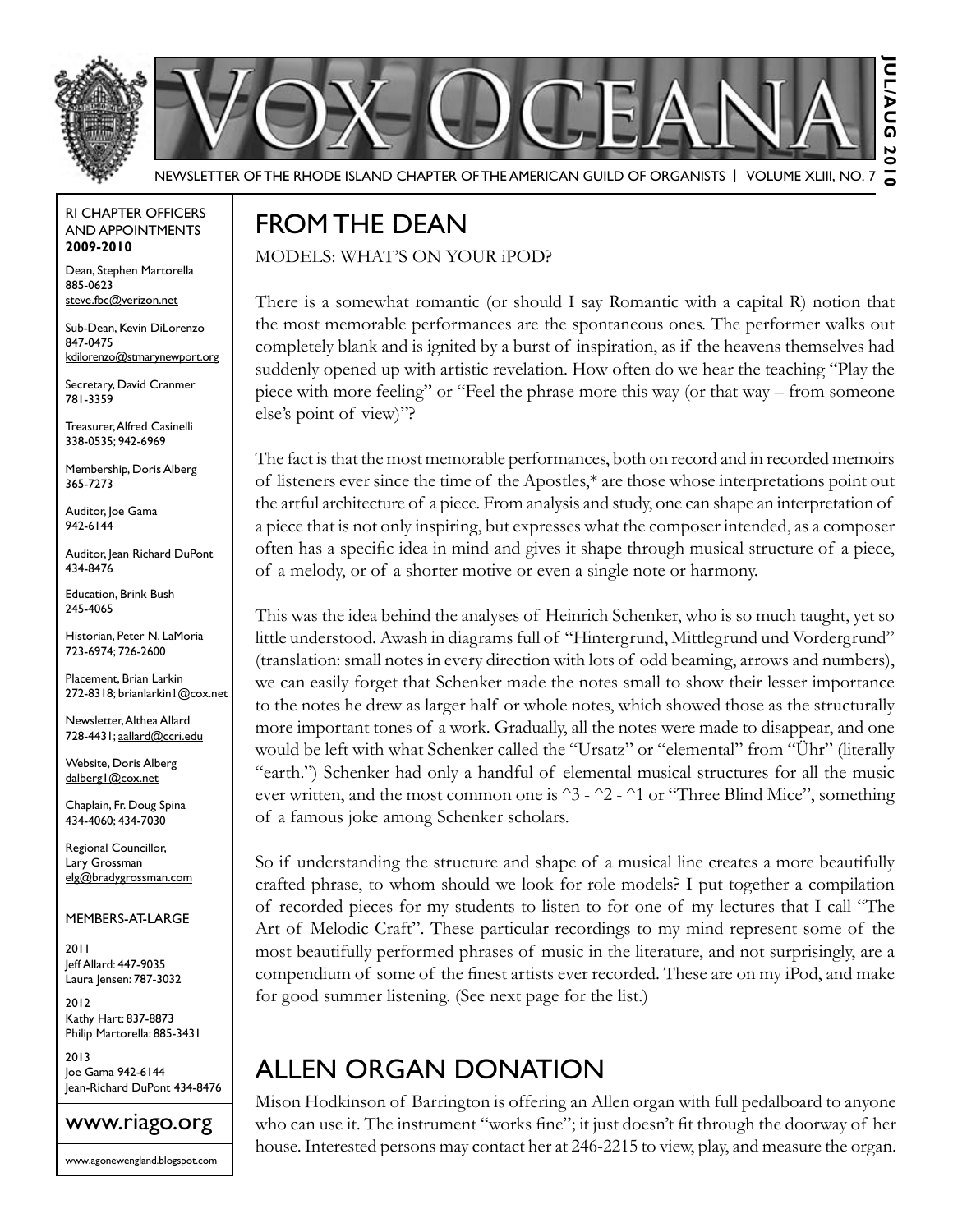# VOX OCEANA

NEWSLETTER OF THE RHODE ISLAND CHAPTER OF THE AMERICAN GUILD OF ORGANISTS | VOLUME XLIII, NO. 7

JUL/AUG 2010

RI CHAPTER OFFICERS AND APPOINTMENTS **2009-2010**

Dean, Stephen Martorella
885-0623
steve.fbc@verizon.net

Sub-Dean, Kevin DiLorenzo
847-0475
kdilorenzo@stmarynewport.org

Secretary, David Cranmer
781-3359

Treasurer, Alfred Casinelli
338-0535; 942-6969

Membership, Doris Alberg
365-7273

Auditor, Joe Gama
942-6144

Auditor, Jean Richard DuPont
434-8476

Education, Brink Bush
245-4065

Historian, Peter N. LaMoria
723-6974; 726-2600

Placement, Brian Larkin
272-8318; brianlarkin1@cox.net

Newsletter, Althea Allard
728-4431; aallard@ccri.edu

Website, Doris Alberg
dalberg1@cox.net

Chaplain, Fr. Doug Spina
434-4060; 434-7030

Regional Councillor,
Lary Grossman
elg@bradygrossman.com

MEMBERS-AT-LARGE

2011
Jeff Allard: 447-9035
Laura Jensen: 787-3032

2012
Kathy Hart: 837-8873
Philip Martorella: 885-3431

2013
Joe Gama 942-6144
Jean-Richard DuPont 434-8476

www.riago.org

www.agonewengland.blogspot.com

## FROM THE DEAN

MODELS: WHAT'S ON YOUR iPOD?

There is a somewhat romantic (or should I say Romantic with a capital R) notion that the most memorable performances are the spontaneous ones. The performer walks out completely blank and is ignited by a burst of inspiration, as if the heavens themselves had suddenly opened up with artistic revelation. How often do we hear the teaching "Play the piece with more feeling" or "Feel the phrase more this way (or that way – from someone else's point of view)"?

The fact is that the most memorable performances, both on record and in recorded memoirs of listeners ever since the time of the Apostles,* are those whose interpretations point out the artful architecture of a piece. From analysis and study, one can shape an interpretation of a piece that is not only inspiring, but expresses what the composer intended, as a composer often has a specific idea in mind and gives it shape through musical structure of a piece, of a melody, or of a shorter motive or even a single note or harmony.

This was the idea behind the analyses of Heinrich Schenker, who is so much taught, yet so little understood. Awash in diagrams full of "Hintergrund, Mittlegrund und Vordergrund" (translation: small notes in every direction with lots of odd beaming, arrows and numbers), we can easily forget that Schenker made the notes small to show their lesser importance to the notes he drew as larger half or whole notes, which showed those as the structurally more important tones of a work. Gradually, all the notes were made to disappear, and one would be left with what Schenker called the "Ursatz" or "elemental" from "Ühr" (literally "earth.") Schenker had only a handful of elemental musical structures for all the music ever written, and the most common one is ^3 - ^2 - ^1 or "Three Blind Mice", something of a famous joke among Schenker scholars.

So if understanding the structure and shape of a musical line creates a more beautifully crafted phrase, to whom should we look for role models? I put together a compilation of recorded pieces for my students to listen to for one of my lectures that I call "The Art of Melodic Craft". These particular recordings to my mind represent some of the most beautifully performed phrases of music in the literature, and not surprisingly, are a compendium of some of the finest artists ever recorded. These are on my iPod, and make for good summer listening. (See next page for the list.)

## ALLEN ORGAN DONATION

Mison Hodkinson of Barrington is offering an Allen organ with full pedalboard to anyone who can use it. The instrument "works fine"; it just doesn't fit through the doorway of her house. Interested persons may contact her at 246-2215 to view, play, and measure the organ.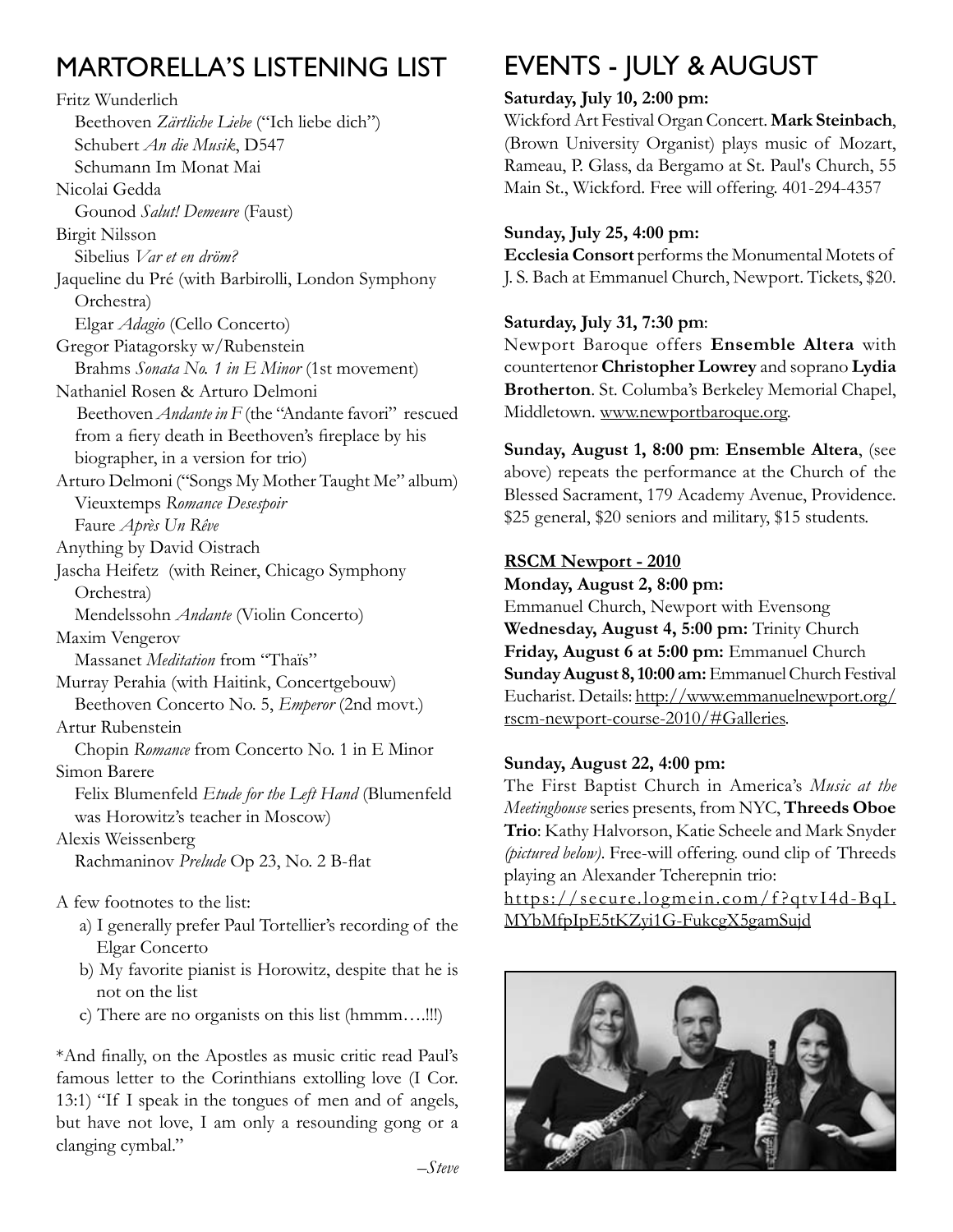## MARTORELLA'S LISTENING LIST

Fritz Wunderlich
  Beethoven *Zärtliche Liebe* ("Ich liebe dich")
  Schubert *An die Musik*, D547
  Schumann Im Monat Mai
Nicolai Gedda
  Gounod *Salut! Demeure* (Faust)
Birgit Nilsson
  Sibelius *Var et en dröm?*
Jaqueline du Pré (with Barbirolli, London Symphony Orchestra)
  Elgar *Adagio* (Cello Concerto)
Gregor Piatagorsky w/Rubenstein
  Brahms *Sonata No. 1 in E Minor* (1st movement)
Nathaniel Rosen & Arturo Delmoni
  Beethoven *Andante in F* (the "Andante favori" rescued from a fiery death in Beethoven's fireplace by his biographer, in a version for trio)
Arturo Delmoni ("Songs My Mother Taught Me" album)
  Vieuxtemps *Romance Desespoir*
  Faure *Après Un Rêve*
Anything by David Oistrach
Jascha Heifetz (with Reiner, Chicago Symphony Orchestra)
  Mendelssohn *Andante* (Violin Concerto)
Maxim Vengerov
  Massanet *Meditation* from "Thaïs"
Murray Perahia (with Haitink, Concertgebouw)
  Beethoven Concerto No. 5, *Emperor* (2nd movt.)
Artur Rubenstein
  Chopin *Romance* from Concerto No. 1 in E Minor
Simon Barere
  Felix Blumenfeld *Etude for the Left Hand* (Blumenfeld was Horowitz's teacher in Moscow)
Alexis Weissenberg
  Rachmaninov *Prelude* Op 23, No. 2 B-flat

A few footnotes to the list:

a) I generally prefer Paul Tortellier's recording of the Elgar Concerto
b) My favorite pianist is Horowitz, despite that he is not on the list
c) There are no organists on this list (hmmm….!!!)

*And finally, on the Apostles as music critic read Paul's famous letter to the Corinthians extolling love (I Cor. 13:1) "If I speak in the tongues of men and of angels, but have not love, I am only a resounding gong or a clanging cymbal."

*–Steve*

## EVENTS - JULY & AUGUST

**Saturday, July 10, 2:00 pm:**
Wickford Art Festival Organ Concert. **Mark Steinbach**, (Brown University Organist) plays music of Mozart, Rameau, P. Glass, da Bergamo at St. Paul's Church, 55 Main St., Wickford. Free will offering. 401-294-4357

**Sunday, July 25, 4:00 pm:**
**Ecclesia Consort** performs the Monumental Motets of J. S. Bach at Emmanuel Church, Newport. Tickets, $20.

**Saturday, July 31, 7:30 pm**:
Newport Baroque offers **Ensemble Altera** with countertenor **Christopher Lowrey** and soprano **Lydia Brotherton**. St. Columba's Berkeley Memorial Chapel, Middletown. www.newportbaroque.org.

**Sunday, August 1, 8:00 pm**: **Ensemble Altera**, (see above) repeats the performance at the Church of the Blessed Sacrament, 179 Academy Avenue, Providence. $25 general, $20 seniors and military, $15 students.

**RSCM Newport - 2010**

**Monday, August 2, 8:00 pm:**
Emmanuel Church, Newport with Evensong
**Wednesday, August 4, 5:00 pm:** Trinity Church
**Friday, August 6 at 5:00 pm:** Emmanuel Church
**Sunday August 8, 10:00 am:** Emmanuel Church Festival Eucharist. Details: http://www.emmanuelnewport.org/rscm-newport-course-2010/#Galleries.

**Sunday, August 22, 4:00 pm:**
The First Baptist Church in America's *Music at the Meetinghouse* series presents, from NYC, **Threeds Oboe Trio**: Kathy Halvorson, Katie Scheele and Mark Snyder *(pictured below)*. Free-will offering. ound clip of Threeds playing an Alexander Tcherepnin trio:
https://secure.logmein.com/f?qtvI4d-BqI.MYbMfpIpE5tKZyi1G-FukcgX5gamSujd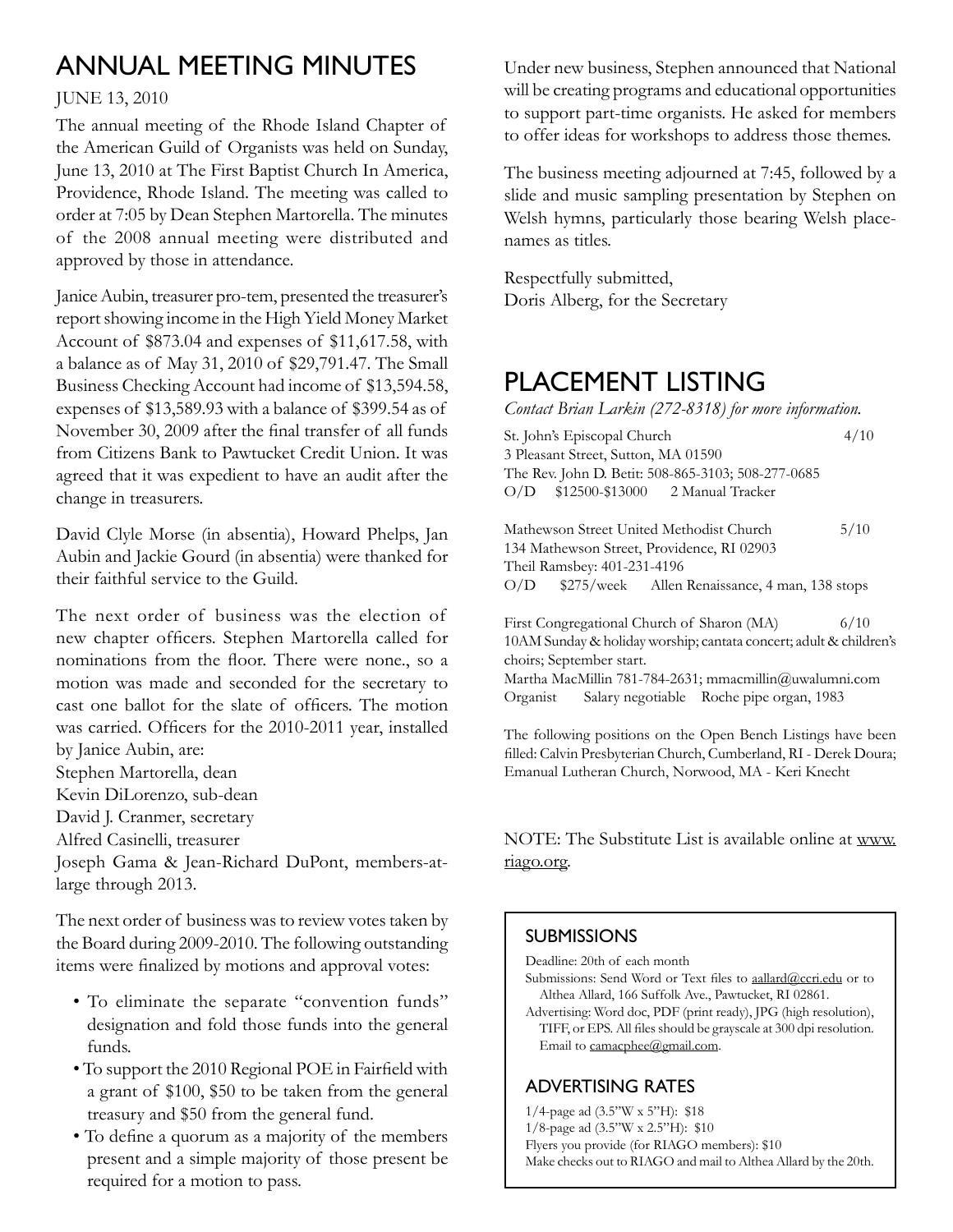# ANNUAL MEETING MINUTES

JUNE 13, 2010

The annual meeting of the Rhode Island Chapter of the American Guild of Organists was held on Sunday, June 13, 2010 at The First Baptist Church In America, Providence, Rhode Island. The meeting was called to order at 7:05 by Dean Stephen Martorella. The minutes of the 2008 annual meeting were distributed and approved by those in attendance.

Janice Aubin, treasurer pro-tem, presented the treasurer's report showing income in the High Yield Money Market Account of $873.04 and expenses of $11,617.58, with a balance as of May 31, 2010 of $29,791.47. The Small Business Checking Account had income of $13,594.58, expenses of $13,589.93 with a balance of $399.54 as of November 30, 2009 after the final transfer of all funds from Citizens Bank to Pawtucket Credit Union. It was agreed that it was expedient to have an audit after the change in treasurers.

David Clyle Morse (in absentia), Howard Phelps, Jan Aubin and Jackie Gourd (in absentia) were thanked for their faithful service to the Guild.

The next order of business was the election of new chapter officers. Stephen Martorella called for nominations from the floor. There were none., so a motion was made and seconded for the secretary to cast one ballot for the slate of officers. The motion was carried. Officers for the 2010-2011 year, installed by Janice Aubin, are:
Stephen Martorella, dean
Kevin DiLorenzo, sub-dean
David J. Cranmer, secretary
Alfred Casinelli, treasurer
Joseph Gama & Jean-Richard DuPont, members-at-large through 2013.

The next order of business was to review votes taken by the Board during 2009-2010. The following outstanding items were finalized by motions and approval votes:

- To eliminate the separate "convention funds" designation and fold those funds into the general funds.
- To support the 2010 Regional POE in Fairfield with a grant of $100, $50 to be taken from the general treasury and $50 from the general fund.
- To define a quorum as a majority of the members present and a simple majority of those present be required for a motion to pass.

Under new business, Stephen announced that National will be creating programs and educational opportunities to support part-time organists. He asked for members to offer ideas for workshops to address those themes.

The business meeting adjourned at 7:45, followed by a slide and music sampling presentation by Stephen on Welsh hymns, particularly those bearing Welsh place-names as titles.

Respectfully submitted,
Doris Alberg, for the Secretary

# PLACEMENT LISTING

*Contact Brian Larkin (272-8318) for more information.*

St. John's Episcopal Church 4/10
3 Pleasant Street, Sutton, MA 01590
The Rev. John D. Betit: 508-865-3103; 508-277-0685
O/D $12500-$13000 2 Manual Tracker

Mathewson Street United Methodist Church 5/10
134 Mathewson Street, Providence, RI 02903
Theil Ramsbey: 401-231-4196
O/D $275/week Allen Renaissance, 4 man, 138 stops

First Congregational Church of Sharon (MA) 6/10
10AM Sunday & holiday worship; cantata concert; adult & children's choirs; September start.
Martha MacMillin 781-784-2631; mmacmillin@uwalumni.com
Organist Salary negotiable Roche pipe organ, 1983

The following positions on the Open Bench Listings have been filled: Calvin Presbyterian Church, Cumberland, RI - Derek Doura; Emanual Lutheran Church, Norwood, MA - Keri Knecht

NOTE: The Substitute List is available online at www.riago.org.

## SUBMISSIONS

Deadline: 20th of each month
Submissions: Send Word or Text files to aallard@ccri.edu or to Althea Allard, 166 Suffolk Ave., Pawtucket, RI 02861.
Advertising: Word doc, PDF (print ready), JPG (high resolution), TIFF, or EPS. All files should be grayscale at 300 dpi resolution. Email to camacphee@gmail.com.

## ADVERTISING RATES

1/4-page ad (3.5"W x 5"H): $18
1/8-page ad (3.5"W x 2.5"H): $10
Flyers you provide (for RIAGO members): $10
Make checks out to RIAGO and mail to Althea Allard by the 20th.